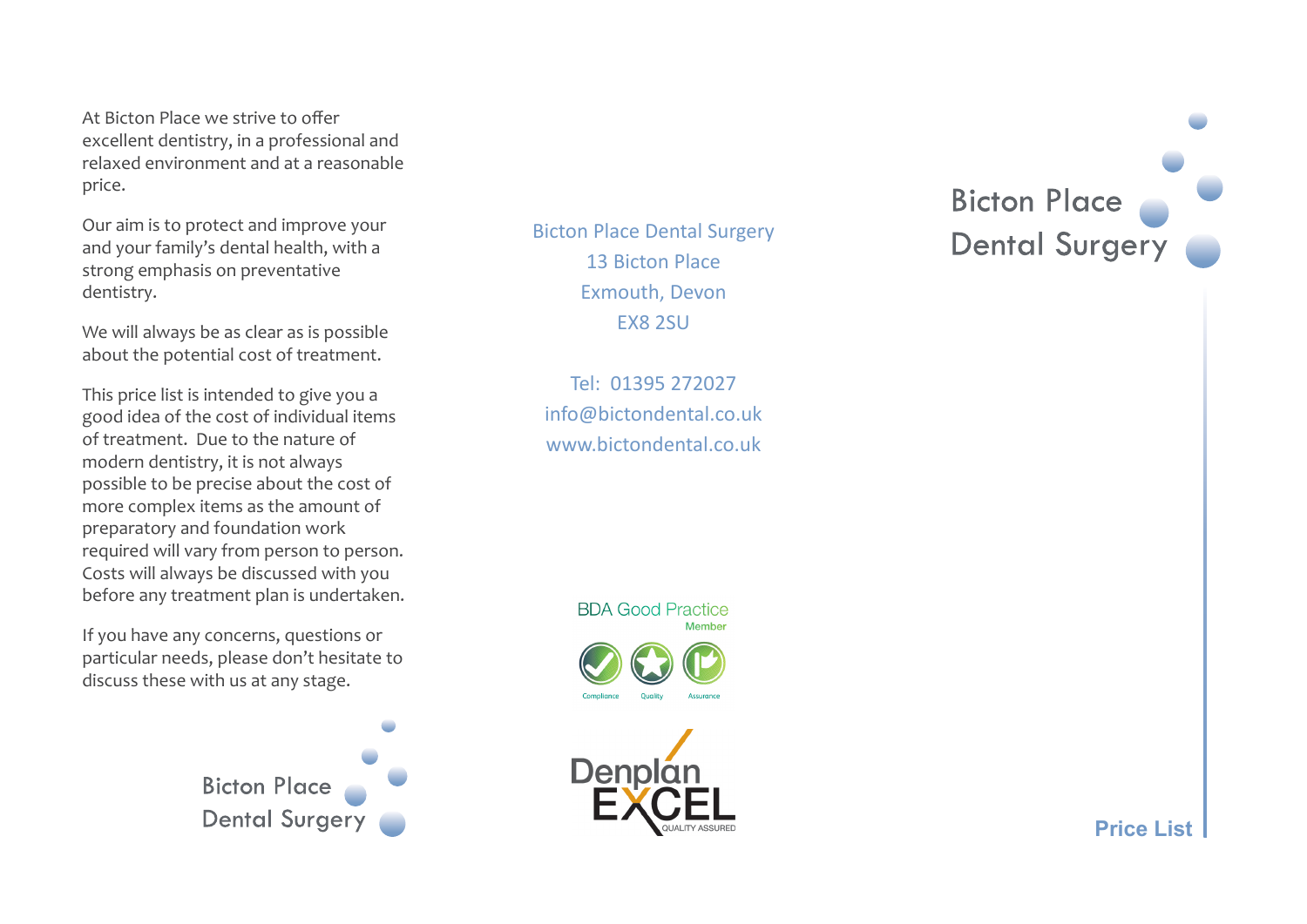At Bicton Place we strive to offer excellent dentistry, in a professional and relaxed environment and at a reasonable price.

Our aim is to protect and improve your and your family's dental health, with a strong emphasis on preventative dentistry.

We will always be as clear as is possible about the potential cost of treatment.

This price list is intended to give you a good idea of the cost of individual items of treatment. Due to the nature of modern dentistry, it is not always possible to be precise about the cost of more complex items as the amount of preparatory and foundation work required will vary from person to person. Costs will always be discussed with you before any treatment plan is undertaken.

If you have any concerns, questions or particular needs, please don't hesitate to discuss these with us at any stage.

Bicton Place Dental Surgery

Bicton Place Dental Surgery
13 Bicton Place
Exmouth, Devon
EX8 2SU

Tel: 01395 272027
info@bictondental.co.uk
www.bictondental.co.uk

BDA Good Practice Member

Compliance Quality Assurance

Denplan EXCEL QUALITY ASSURED

# Bicton Place Dental Surgery

## Price List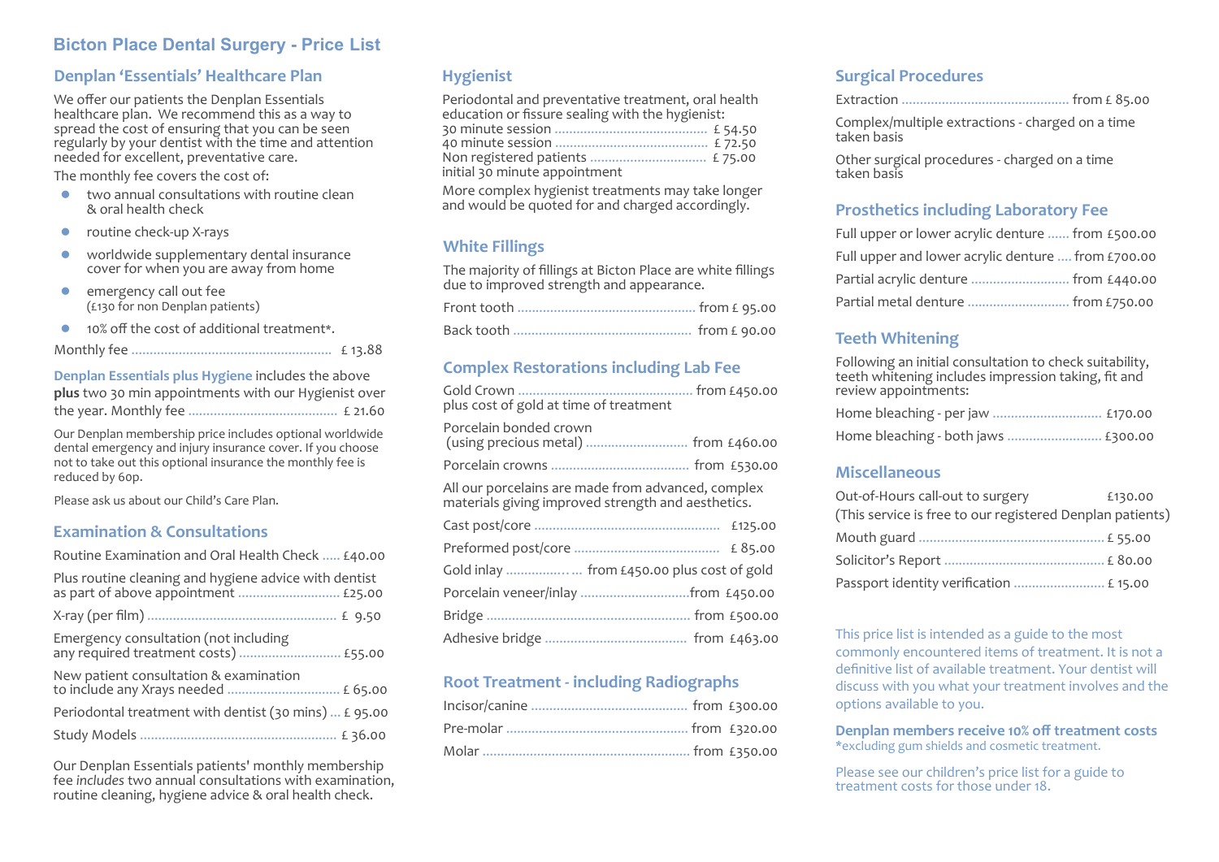# Bicton Place Dental Surgery - Price List

## Denplan 'Essentials' Healthcare Plan

We offer our patients the Denplan Essentials healthcare plan. We recommend this as a way to spread the cost of ensuring that you can be seen regularly by your dentist with the time and attention needed for excellent, preventative care.

The monthly fee covers the cost of:

- two annual consultations with routine clean & oral health check
- routine check-up X-rays
- worldwide supplementary dental insurance cover for when you are away from home
- emergency call out fee (£130 for non Denplan patients)
- 10% off the cost of additional treatment*.

Monthly fee ........................................................ £ 13.88

**Denplan Essentials plus Hygiene** includes the above **plus** two 30 min appointments with our Hygienist over the year. Monthly fee ........................................ £ 21.60

Our Denplan membership price includes optional worldwide dental emergency and injury insurance cover. If you choose not to take out this optional insurance the monthly fee is reduced by 60p.

Please ask us about our Child's Care Plan.

## Examination & Consultations

Routine Examination and Oral Health Check ..... £40.00

Plus routine cleaning and hygiene advice with dentist as part of above appointment ............................ £25.00

X-ray (per film) .................................................... £ 9.50

Emergency consultation (not including any required treatment costs) ............................ £55.00

New patient consultation & examination to include any Xrays needed ............................... £ 65.00

Periodontal treatment with dentist (30 mins) ... £ 95.00

Study Models ...................................................... £ 36.00

Our Denplan Essentials patients' monthly membership fee *includes* two annual consultations with examination, routine cleaning, hygiene advice & oral health check.

## Hygienist

Periodontal and preventative treatment, oral health education or fissure sealing with the hygienist:

30 minute session .......................................... £ 54.50
40 minute session .......................................... £ 72.50
Non registered patients ................................ £ 75.00
initial 30 minute appointment

More complex hygienist treatments may take longer and would be quoted for and charged accordingly.

## White Fillings

The majority of fillings at Bicton Place are white fillings due to improved strength and appearance.

Front tooth ................................................. from £ 95.00

Back tooth .................................................. from £ 90.00

## Complex Restorations including Lab Fee

Gold Crown ................................................ from £450.00
plus cost of gold at time of treatment

Porcelain bonded crown (using precious metal) ............................ from £460.00

Porcelain crowns ...................................... from £530.00

All our porcelains are made from advanced, complex materials giving improved strength and aesthetics.

Cast post/core ................................................... £125.00

Preformed post/core ........................................ £ 85.00

Gold inlay .................... from £450.00 plus cost of gold

Porcelain veneer/inlay ..............................from £450.00

Bridge ....................................................... from £500.00

Adhesive bridge ....................................... from £463.00

## Root Treatment - including Radiographs

Incisor/canine ........................................... from £300.00

Pre-molar .................................................. from £320.00

Molar ......................................................... from £350.00

## Surgical Procedures

Extraction .............................................. from £ 85.00

Complex/multiple extractions - charged on a time taken basis

Other surgical procedures - charged on a time taken basis

## Prosthetics including Laboratory Fee

Full upper or lower acrylic denture ...... from £500.00

Full upper and lower acrylic denture .... from £700.00

Partial acrylic denture ........................... from £440.00

Partial metal denture ............................ from £750.00

## Teeth Whitening

Following an initial consultation to check suitability, teeth whitening includes impression taking, fit and review appointments:

Home bleaching - per jaw .............................. £170.00

Home bleaching - both jaws .......................... £300.00

## Miscellaneous

Out-of-Hours call-out to surgery £130.00
(This service is free to our registered Denplan patients)

Mouth guard ................................................... £ 55.00

Solicitor's Report ........................................... £ 80.00

Passport identity verification ......................... £ 15.00

This price list is intended as a guide to the most commonly encountered items of treatment. It is not a definitive list of available treatment. Your dentist will discuss with you what your treatment involves and the options available to you.

**Denplan members receive 10% off treatment costs**
*excluding gum shields and cosmetic treatment.

Please see our children's price list for a guide to treatment costs for those under 18.